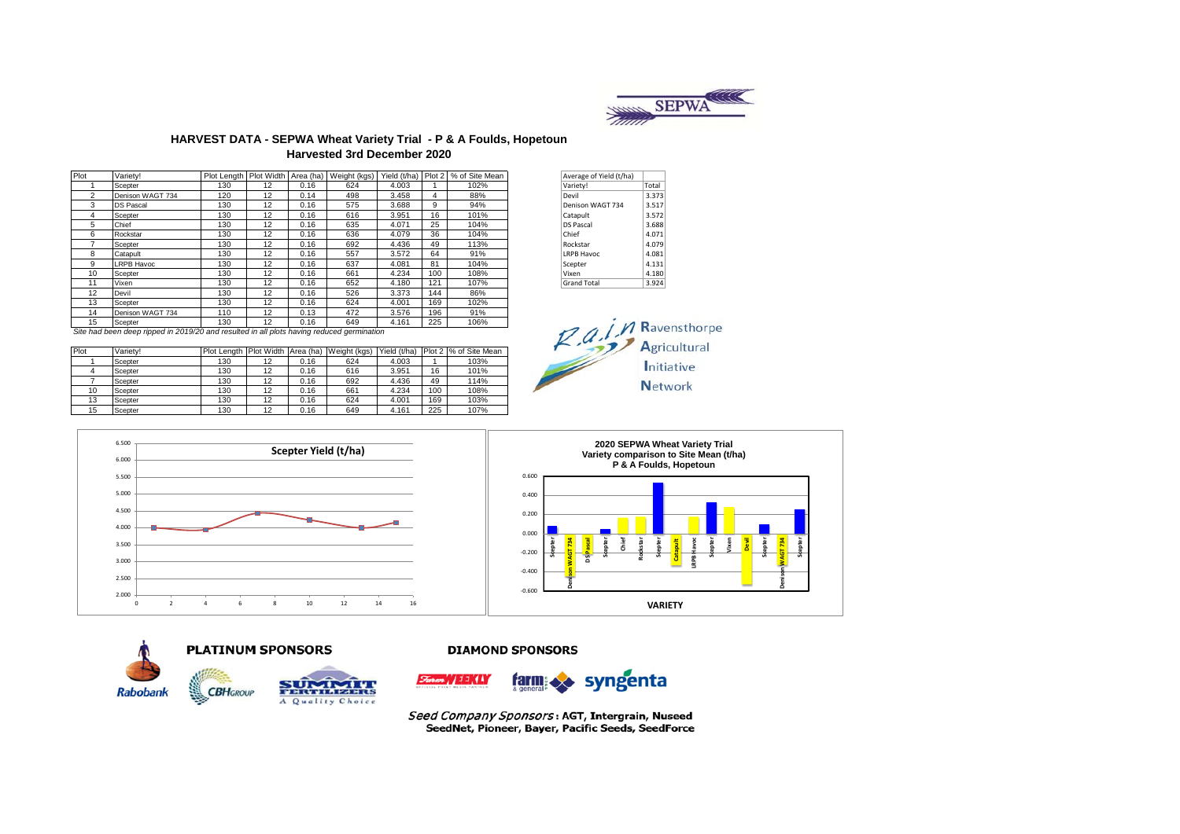## HARVEST DATA - SEPWA Wheat Variety Trial - P & A Foulds, Hopetoun

### Harvested 3rd December 2020

| Plot | Variety! | Plot Length | Plot Width | Area (ha) | Weight (kgs) | Yield (t/ha) | Plot 2 | % of Site Mean |
|---|---|---|---|---|---|---|---|---|
| 1 | Scepter | 130 | 12 | 0.16 | 624 | 4.003 | 1 | 102% |
| 2 | Denison WAGT 734 | 120 | 12 | 0.14 | 498 | 3.458 | 4 | 88% |
| 3 | DS Pascal | 130 | 12 | 0.16 | 575 | 3.688 | 9 | 94% |
| 4 | Scepter | 130 | 12 | 0.16 | 616 | 3.951 | 16 | 101% |
| 5 | Chief | 130 | 12 | 0.16 | 635 | 4.071 | 25 | 104% |
| 6 | Rockstar | 130 | 12 | 0.16 | 636 | 4.079 | 36 | 104% |
| 7 | Scepter | 130 | 12 | 0.16 | 692 | 4.436 | 49 | 113% |
| 8 | Catapult | 130 | 12 | 0.16 | 557 | 3.572 | 64 | 91% |
| 9 | LRPB Havoc | 130 | 12 | 0.16 | 637 | 4.081 | 81 | 104% |
| 10 | Scepter | 130 | 12 | 0.16 | 661 | 4.234 | 100 | 108% |
| 11 | Vixen | 130 | 12 | 0.16 | 652 | 4.180 | 121 | 107% |
| 12 | Devil | 130 | 12 | 0.16 | 526 | 3.373 | 144 | 86% |
| 13 | Scepter | 130 | 12 | 0.16 | 624 | 4.001 | 169 | 102% |
| 14 | Denison WAGT 734 | 110 | 12 | 0.13 | 472 | 3.576 | 196 | 91% |
| 15 | Scepter | 130 | 12 | 0.16 | 649 | 4.161 | 225 | 106% |

*Site had been deep ripped in 2019/20 and resulted in all plots having reduced germination*

| Average of Yield (t/ha) | |
|---|---|
| Variety! | Total |
| Devil | 3.373 |
| Denison WAGT 734 | 3.517 |
| Catapult | 3.572 |
| DS Pascal | 3.688 |
| Chief | 4.071 |
| Rockstar | 4.079 |
| LRPB Havoc | 4.081 |
| Scepter | 4.131 |
| Vixen | 4.180 |
| Grand Total | 3.924 |

| Plot | Variety! | Plot Length | Plot Width | Area (ha) | Weight (kgs) | Yield (t/ha) | Plot 2 | % of Site Mean |
|---|---|---|---|---|---|---|---|---|
| 1 | Scepter | 130 | 12 | 0.16 | 624 | 4.003 | 1 | 103% |
| 4 | Scepter | 130 | 12 | 0.16 | 616 | 3.951 | 16 | 101% |
| 7 | Scepter | 130 | 12 | 0.16 | 692 | 4.436 | 49 | 114% |
| 10 | Scepter | 130 | 12 | 0.16 | 661 | 4.234 | 100 | 108% |
| 13 | Scepter | 130 | 12 | 0.16 | 624 | 4.001 | 169 | 103% |
| 15 | Scepter | 130 | 12 | 0.16 | 649 | 4.161 | 225 | 107% |

**Scepter Yield (t/ha)**

**2020 SEPWA Wheat Variety Trial**
**Variety comparison to Site Mean (t/ha)**
**P & A Foulds, Hopetoun**

**PLATINUM SPONSORS**: Rabobank, CBH Group, Summit Fertilizers

**DIAMOND SPONSORS**: Farm Weekly, farm & general, syngenta

*Seed Company Sponsors*: AGT, Intergrain, Nuseed, SeedNet, Pioneer, Bayer, Pacific Seeds, SeedForce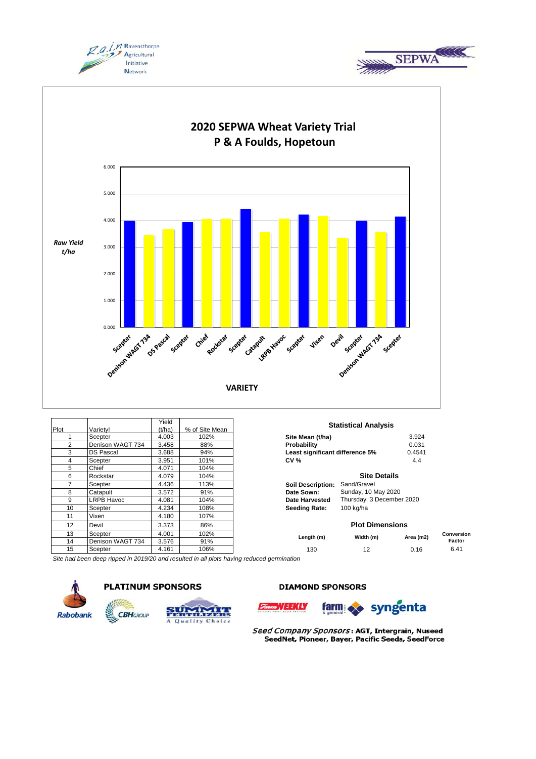# 2020 SEPWA Wheat Variety Trial
## P & A Foulds, Hopetoun

Raw Yield t/ha

VARIETY

| Plot | Variety! | Yield (t/ha) | % of Site Mean |
|---|---|---|---|
| 1 | Scepter | 4.003 | 102% |
| 2 | Denison WAGT 734 | 3.458 | 88% |
| 3 | DS Pascal | 3.688 | 94% |
| 4 | Scepter | 3.951 | 101% |
| 5 | Chief | 4.071 | 104% |
| 6 | Rockstar | 4.079 | 104% |
| 7 | Scepter | 4.436 | 113% |
| 8 | Catapult | 3.572 | 91% |
| 9 | LRPB Havoc | 4.081 | 104% |
| 10 | Scepter | 4.234 | 108% |
| 11 | Vixen | 4.180 | 107% |
| 12 | Devil | 3.373 | 86% |
| 13 | Scepter | 4.001 | 102% |
| 14 | Denison WAGT 734 | 3.576 | 91% |
| 15 | Scepter | 4.161 | 106% |

*Site had been deep ripped in 2019/20 and resulted in all plots having reduced germination*

### Statistical Analysis

| | |
|---|---|
| **Site Mean (t/ha)** | 3.924 |
| **Probability** | 0.031 |
| **Least significant difference 5%** | 0.4541 |
| **CV %** | 4.4 |

### Site Details

| | |
|---|---|
| **Soil Description:** | Sand/Gravel |
| **Date Sown:** | Sunday, 10 May 2020 |
| **Date Harvested** | Thursday, 3 December 2020 |
| **Seeding Rate:** | 100 kg/ha |

### Plot Dimensions

| Length (m) | Width (m) | Area (m2) | Conversion Factor |
|---|---|---|---|
| 130 | 12 | 0.16 | 6.41 |

**PLATINUM SPONSORS**

**DIAMOND SPONSORS**

*Seed Company Sponsors*: **AGT, Intergrain, Nuseed SeedNet, Pioneer, Bayer, Pacific Seeds, SeedForce**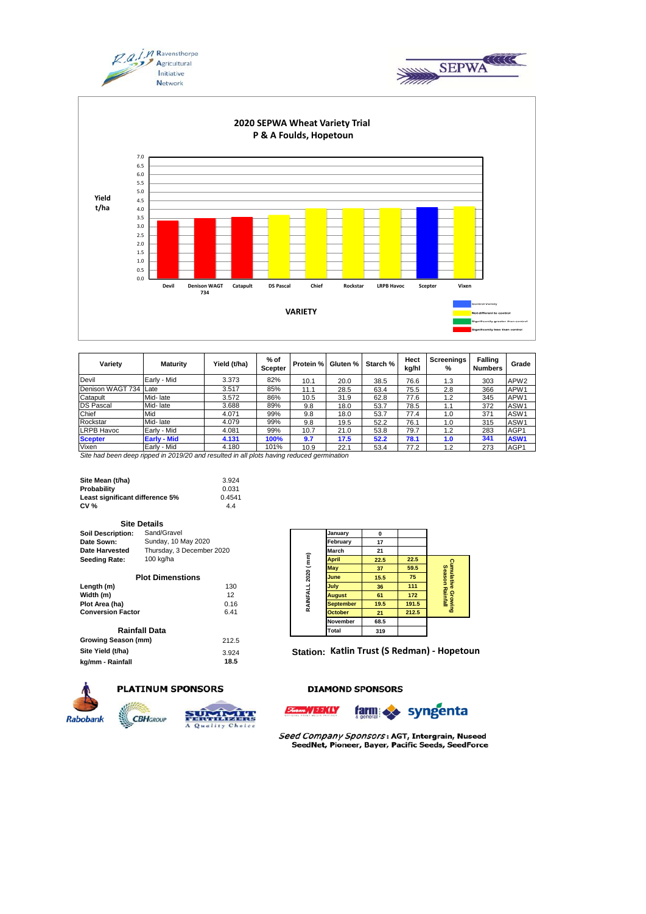2020 SEPWA Wheat Variety Trial
P & A Foulds, Hopetoun

Yield t/ha

7.0
6.5
6.0
5.5
5.0
4.5
4.0
3.5
3.0
2.5
2.0
1.5
1.0
0.5
0.0

Devil
Denison WAGT 734
Catapult
DS Pascal
Chief
Rockstar
LRPB Havoc
Scepter
Vixen

VARIETY

Control Variety
Not different to control
Significantly greater than control
Significantly less than control

| Variety | Maturity | Yield (t/ha) | % of Scepter | Protein % | Gluten % | Starch % | Hect kg/hl | Screenings % | Falling Numbers | Grade |
|---|---|---|---|---|---|---|---|---|---|---|
| Devil | Early - Mid | 3.373 | 82% | 10.1 | 20.0 | 38.5 | 76.6 | 1.3 | 303 | APW2 |
| Denison WAGT 734 | Late | 3.517 | 85% | 11.1 | 28.5 | 63.4 | 75.5 | 2.8 | 366 | APW1 |
| Catapult | Mid- late | 3.572 | 86% | 10.5 | 31.9 | 62.8 | 77.6 | 1.2 | 345 | APW1 |
| DS Pascal | Mid- late | 3.688 | 89% | 9.8 | 18.0 | 53.7 | 78.5 | 1.1 | 372 | ASW1 |
| Chief | Mid | 4.071 | 99% | 9.8 | 18.0 | 53.7 | 77.4 | 1.0 | 371 | ASW1 |
| Rockstar | Mid- late | 4.079 | 99% | 9.8 | 19.5 | 52.2 | 76.1 | 1.0 | 315 | ASW1 |
| LRPB Havoc | Early - Mid | 4.081 | 99% | 10.7 | 21.0 | 53.8 | 79.7 | 1.2 | 283 | AGP1 |
| **Scepter** | **Early - Mid** | **4.131** | **100%** | **9.7** | **17.5** | **52.2** | **78.1** | **1.0** | **341** | **ASW1** |
| Vixen | Early - Mid | 4.180 | 101% | 10.9 | 22.1 | 53.4 | 77.2 | 1.2 | 273 | AGP1 |

*Site had been deep ripped in 2019/20 and resulted in all plots having reduced germination*

| | |
|---|---|
| **Site Mean (t/ha)** | 3.924 |
| **Probability** | 0.031 |
| **Least significant difference 5%** | 0.4541 |
| **CV %** | 4.4 |

### Site Details

| | |
|---|---|
| **Soil Description:** | Sand/Gravel |
| **Date Sown:** | Sunday, 10 May 2020 |
| **Date Harvested** | Thursday, 3 December 2020 |
| **Seeding Rate:** | 100 kg/ha |

### Plot Dimenstions

| | |
|---|---|
| **Length (m)** | 130 |
| **Width (m)** | 12 |
| **Plot Area (ha)** | 0.16 |
| **Conversion Factor** | 6.41 |

### Rainfall Data

| | |
|---|---|
| **Growing Season (mm)** | 212.5 |
| **Site Yield (t/ha)** | 3.924 |
| **kg/mm - Rainfall** | **18.5** |

RAINFALL 2020 (mm)

| Month | Rainfall | Cumulative Growing Season Rainfall |
|---|---|---|
| January | 0 | |
| February | 17 | |
| March | 21 | |
| April | 22.5 | 22.5 |
| May | 37 | 59.5 |
| June | 15.5 | 75 |
| July | 36 | 111 |
| August | 61 | 172 |
| September | 19.5 | 191.5 |
| October | 21 | 212.5 |
| November | 68.5 | |
| Total | 319 | |

**Station: Katlin Trust (S Redman) - Hopetoun**

**PLATINUM SPONSORS**

**DIAMOND SPONSORS**

*Seed Company Sponsors*: AGT, Intergrain, Nuseed SeedNet, Pioneer, Bayer, Pacific Seeds, SeedForce